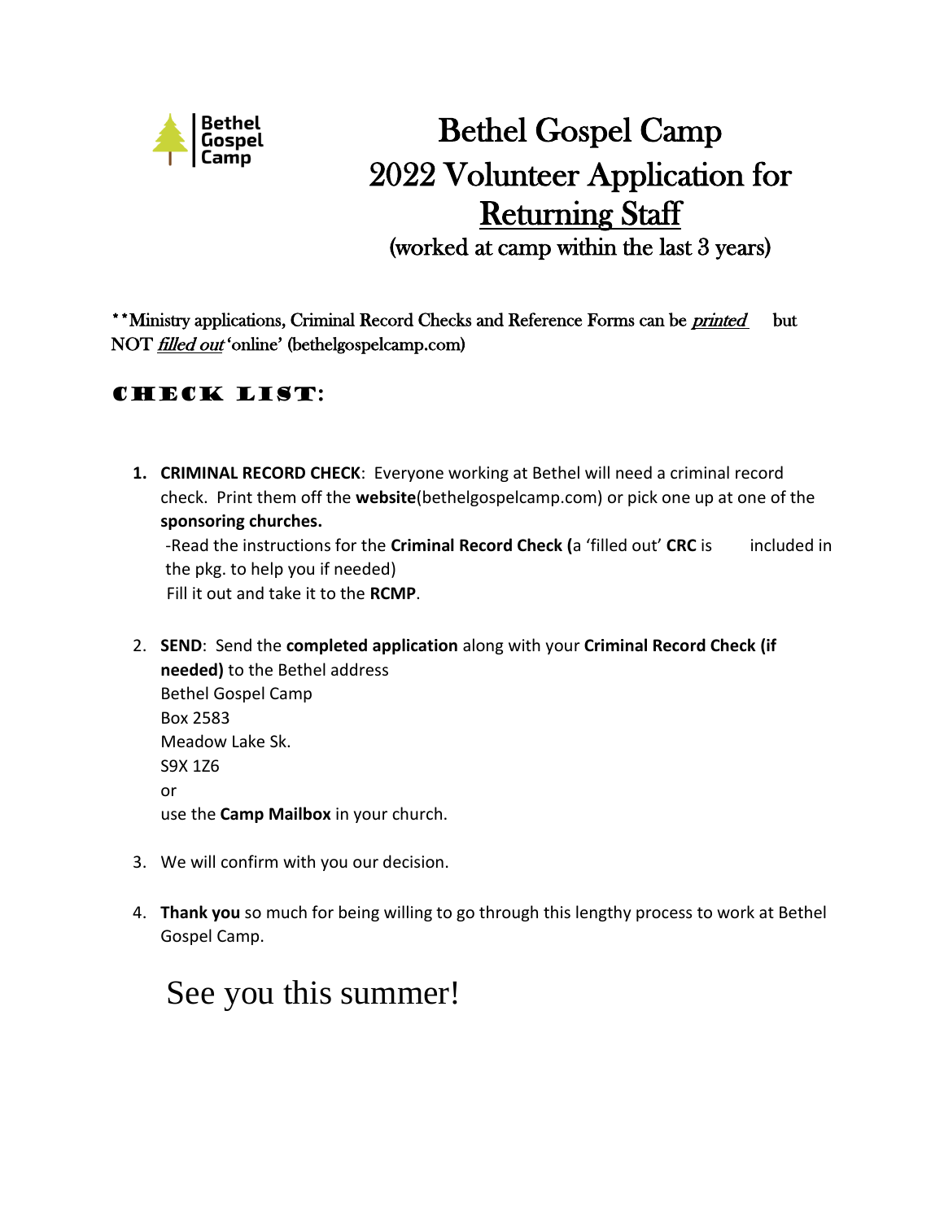Bethel Gospel Camp

# Bethel Gospel Camp
# 2022 Volunteer Application for Returning Staff
## (worked at camp within the last 3 years)

**Ministry applications, Criminal Record Checks and Reference Forms can be *printed* but NOT *filled out* 'online' (bethelgospelcamp.com)

## Check List:

1. **CRIMINAL RECORD CHECK**: Everyone working at Bethel will need a criminal record check. Print them off the **website**(bethelgospelcamp.com) or pick one up at one of the **sponsoring churches.**
   -Read the instructions for the **Criminal Record Check (**a 'filled out' **CRC** is included in the pkg. to help you if needed)
   Fill it out and take it to the **RCMP**.

2. **SEND**: Send the **completed application** along with your **Criminal Record Check (if needed)** to the Bethel address
   Bethel Gospel Camp
   Box 2583
   Meadow Lake Sk.
   S9X 1Z6
   or
   use the **Camp Mailbox** in your church.

3. We will confirm with you our decision.

4. **Thank you** so much for being willing to go through this lengthy process to work at Bethel Gospel Camp.

See you this summer!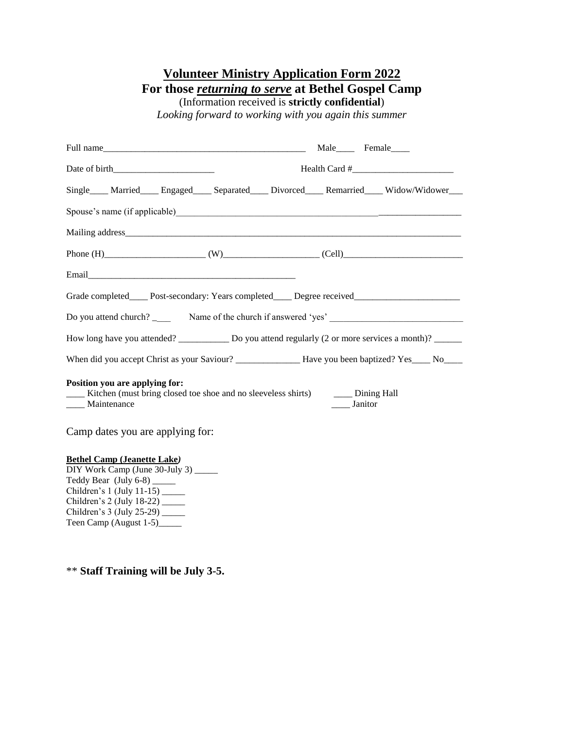# Volunteer Ministry Application Form 2022

## For those ***returning to serve*** at Bethel Gospel Camp

(Information received is **strictly confidential**)

*Looking forward to working with you again this summer*

Full name_____________________________________________ Male____ Female____

Date of birth_____________________ Health Card #_____________________

Single____ Married____ Engaged____ Separated____ Divorced____ Remarried____ Widow/Widower___

Spouse's name (if applicable)______________________________________________________________

Mailing address___________________________________________________________________________

Phone (H)_____________________ (W)____________________ (Cell)_________________________

Email_____________________________________________

Grade completed____ Post-secondary: Years completed____ Degree received______________________

Do you attend church? ____ Name of the church if answered 'yes' ____________________________

How long have you attended? ___________ Do you attend regularly (2 or more services a month)? ______

When did you accept Christ as your Saviour? ______________ Have you been baptized? Yes____ No____

**Position you are applying for:**

____ Kitchen (must bring closed toe shoe and no sleeveless shirts) ____ Dining Hall

____ Maintenance ____ Janitor

Camp dates you are applying for:

**Bethel Camp (Jeanette Lake)**

DIY Work Camp (June 30-July 3) _____

Teddy Bear (July 6-8) _____

Children's 1 (July 11-15) _____

Children's 2 (July 18-22) _____

Children's 3 (July 25-29) _____

Teen Camp (August 1-5)_____

** **Staff Training will be July 3-5.**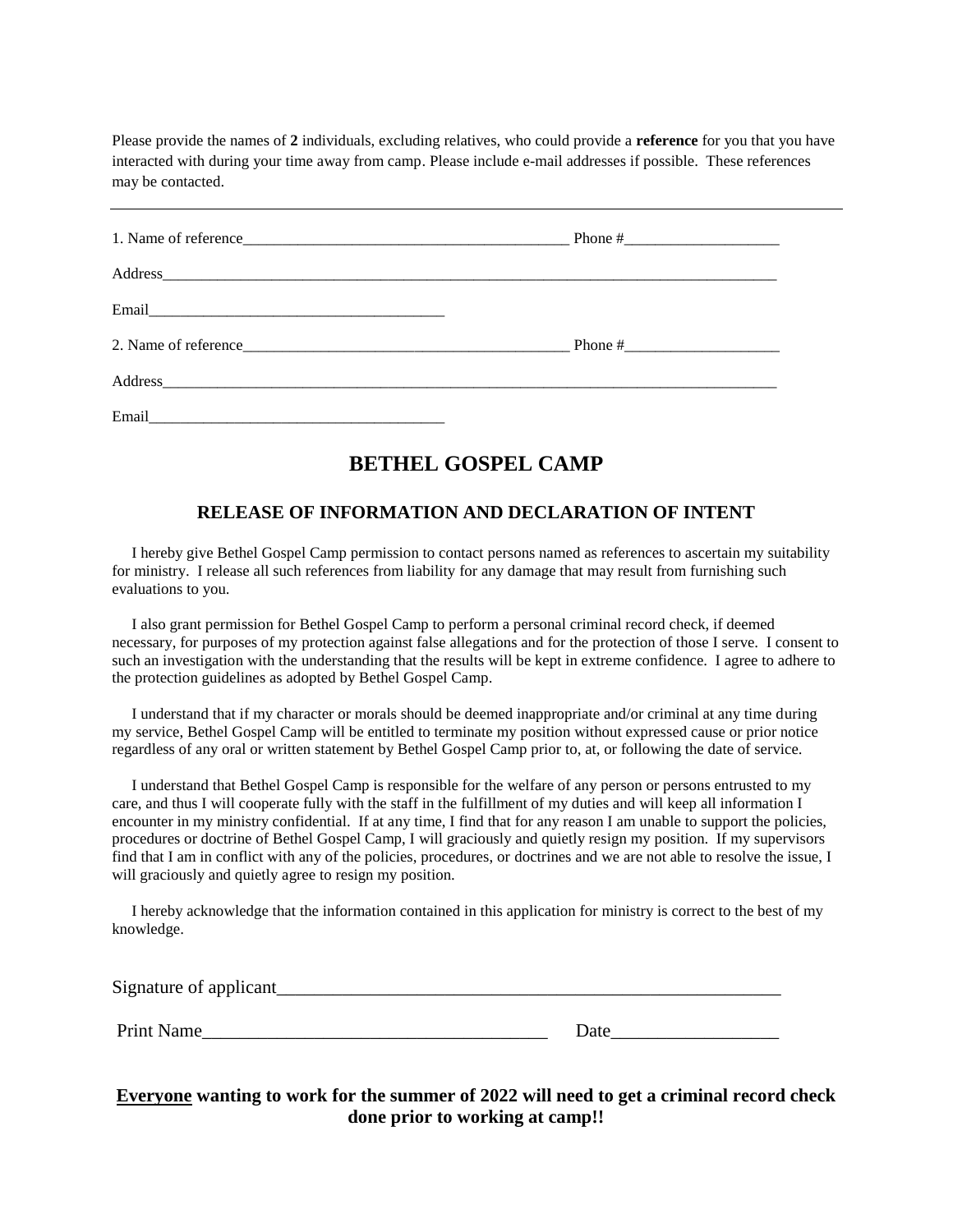Please provide the names of **2** individuals, excluding relatives, who could provide a **reference** for you that you have interacted with during your time away from camp. Please include e-mail addresses if possible. These references may be contacted.

---

1. Name of reference___________________________________________ Phone #____________________

Address_____________________________________________________________________________________

Email_______________________________________

2. Name of reference___________________________________________ Phone #____________________

Address_____________________________________________________________________________________

Email_______________________________________

# BETHEL GOSPEL CAMP

## RELEASE OF INFORMATION AND DECLARATION OF INTENT

I hereby give Bethel Gospel Camp permission to contact persons named as references to ascertain my suitability for ministry. I release all such references from liability for any damage that may result from furnishing such evaluations to you.

I also grant permission for Bethel Gospel Camp to perform a personal criminal record check, if deemed necessary, for purposes of my protection against false allegations and for the protection of those I serve. I consent to such an investigation with the understanding that the results will be kept in extreme confidence. I agree to adhere to the protection guidelines as adopted by Bethel Gospel Camp.

I understand that if my character or morals should be deemed inappropriate and/or criminal at any time during my service, Bethel Gospel Camp will be entitled to terminate my position without expressed cause or prior notice regardless of any oral or written statement by Bethel Gospel Camp prior to, at, or following the date of service.

I understand that Bethel Gospel Camp is responsible for the welfare of any person or persons entrusted to my care, and thus I will cooperate fully with the staff in the fulfillment of my duties and will keep all information I encounter in my ministry confidential. If at any time, I find that for any reason I am unable to support the policies, procedures or doctrine of Bethel Gospel Camp, I will graciously and quietly resign my position. If my supervisors find that I am in conflict with any of the policies, procedures, or doctrines and we are not able to resolve the issue, I will graciously and quietly agree to resign my position.

I hereby acknowledge that the information contained in this application for ministry is correct to the best of my knowledge.

Signature of applicant_______________________________________________________

Print Name_____________________________________ Date__________________

**<u>Everyone</u> wanting to work for the summer of 2022 will need to get a criminal record check done prior to working at camp!!**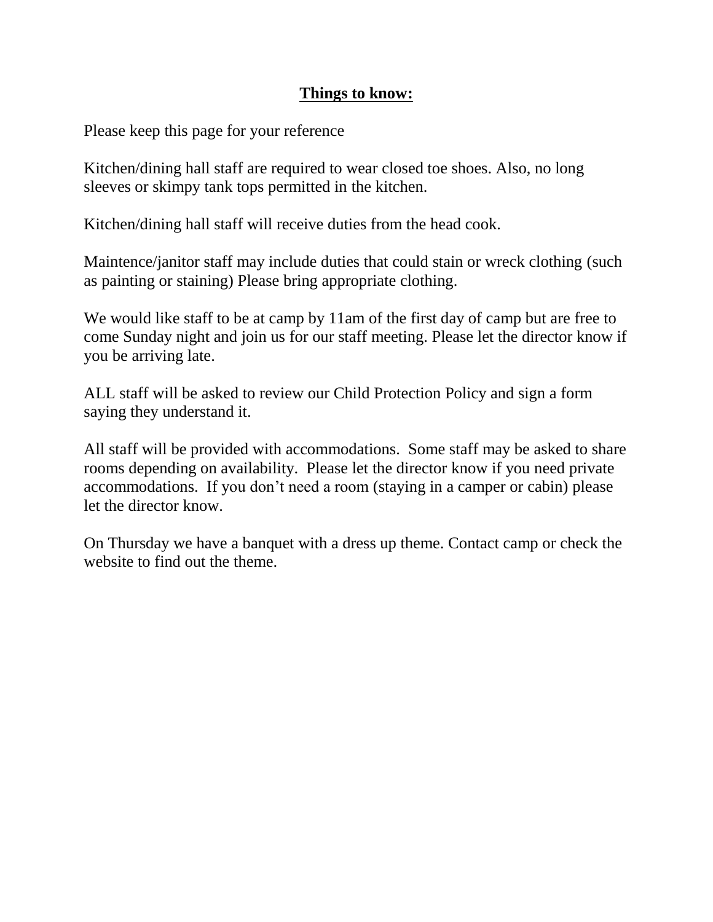**Things to know:**

Please keep this page for your reference

Kitchen/dining hall staff are required to wear closed toe shoes. Also, no long sleeves or skimpy tank tops permitted in the kitchen.

Kitchen/dining hall staff will receive duties from the head cook.

Maintence/janitor staff may include duties that could stain or wreck clothing (such as painting or staining) Please bring appropriate clothing.

We would like staff to be at camp by 11am of the first day of camp but are free to come Sunday night and join us for our staff meeting. Please let the director know if you be arriving late.

ALL staff will be asked to review our Child Protection Policy and sign a form saying they understand it.

All staff will be provided with accommodations. Some staff may be asked to share rooms depending on availability. Please let the director know if you need private accommodations. If you don't need a room (staying in a camper or cabin) please let the director know.

On Thursday we have a banquet with a dress up theme. Contact camp or check the website to find out the theme.